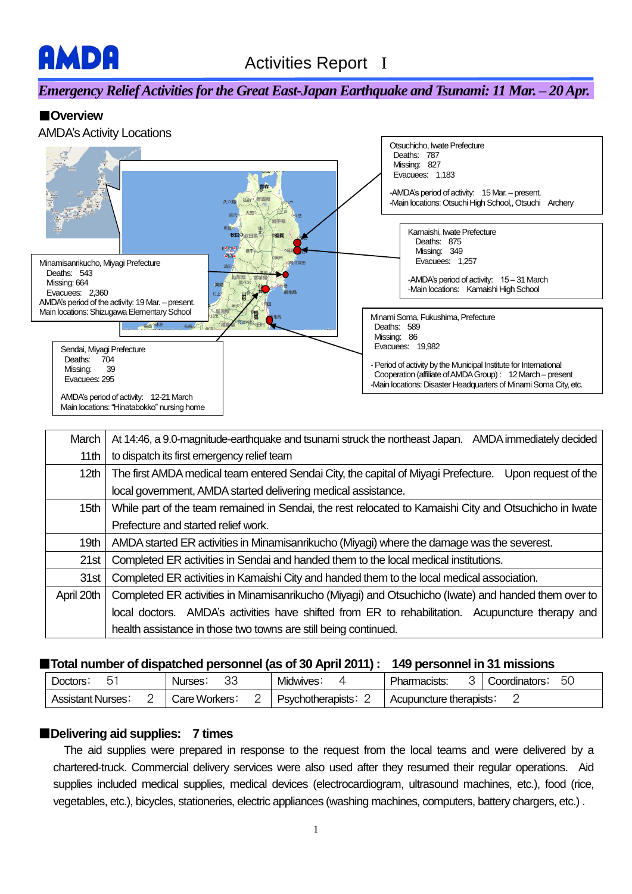# Activities Report Ⅰ

## *Emergency Relief Activities for the Great East-Japan Earthquake and Tsunami: 11 Mar. – 20 Apr.*

### ■Overview

AMDA's Activity Locations

Otsuchicho, Iwate Prefecture
Deaths: 787
Missing: 827
Evacuees: 1,183

-AMDA's period of activity: 15 Mar. – present.
-Main locations: Otsuchi High School,, Otsuchi Archery

Kamaishi, Iwate Prefecture
Deaths: 875
Missing: 349
Evacuees: 1,257

-AMDA's period of activity: 15 – 31 March
-Main locations: Kamaishi High School

Minamisanrikucho, Miyagi Prefecture
Deaths: 543
Missing: 664
Evacuees: 2,360
AMDA's period of the activity: 19 Mar. – present.
Main locations: Shizugawa Elementary School

Minami Soma, Fukushima, Prefecture
Deaths: 589
Missing: 86
Evacuees: 19,982

- Period of activity by the Municipal Institute for International Cooperation (affiliate of AMDA Group): 12 March – present
-Main locations: Disaster Headquarters of Minami Soma City, etc.

Sendai, Miyagi Prefecture
Deaths: 704
Missing: 39
Evacuees: 295

AMDA's period of activity: 12-21 March
Main locations: "Hinatabokko" nursing home

| | |
|---|---|
| March 11th | At 14:46, a 9.0-magnitude-earthquake and tsunami struck the northeast Japan. AMDA immediately decided to dispatch its first emergency relief team |
| 12th | The first AMDA medical team entered Sendai City, the capital of Miyagi Prefecture. Upon request of the local government, AMDA started delivering medical assistance. |
| 15th | While part of the team remained in Sendai, the rest relocated to Kamaishi City and Otsuchicho in Iwate Prefecture and started relief work. |
| 19th | AMDA started ER activities in Minamisanrikucho (Miyagi) where the damage was the severest. |
| 21st | Completed ER activities in Sendai and handed them to the local medical institutions. |
| 31st | Completed ER activities in Kamaishi City and handed them to the local medical association. |
| April 20th | Completed ER activities in Minamisanrikucho (Miyagi) and Otsuchicho (Iwate) and handed them over to local doctors. AMDA's activities have shifted from ER to rehabilitation. Acupuncture therapy and health assistance in those two towns are still being continued. |

### ■Total number of dispatched personnel (as of 30 April 2011) : 149 personnel in 31 missions

| | | | | |
|---|---|---|---|---|
| Doctors: 51 | Nurses: 33 | Midwives: 4 | Pharmacists: 3 | Coordinators: 50 |
| Assistant Nurses: 2 | Care Workers: 2 | Psychotherapists: 2 | Acupuncture therapists: 2 | |

### ■Delivering aid supplies: 7 times

The aid supplies were prepared in response to the request from the local teams and were delivered by a chartered-truck. Commercial delivery services were also used after they resumed their regular operations. Aid supplies included medical supplies, medical devices (electrocardiogram, ultrasound machines, etc.), food (rice, vegetables, etc.), bicycles, stationeries, electric appliances (washing machines, computers, battery chargers, etc.) .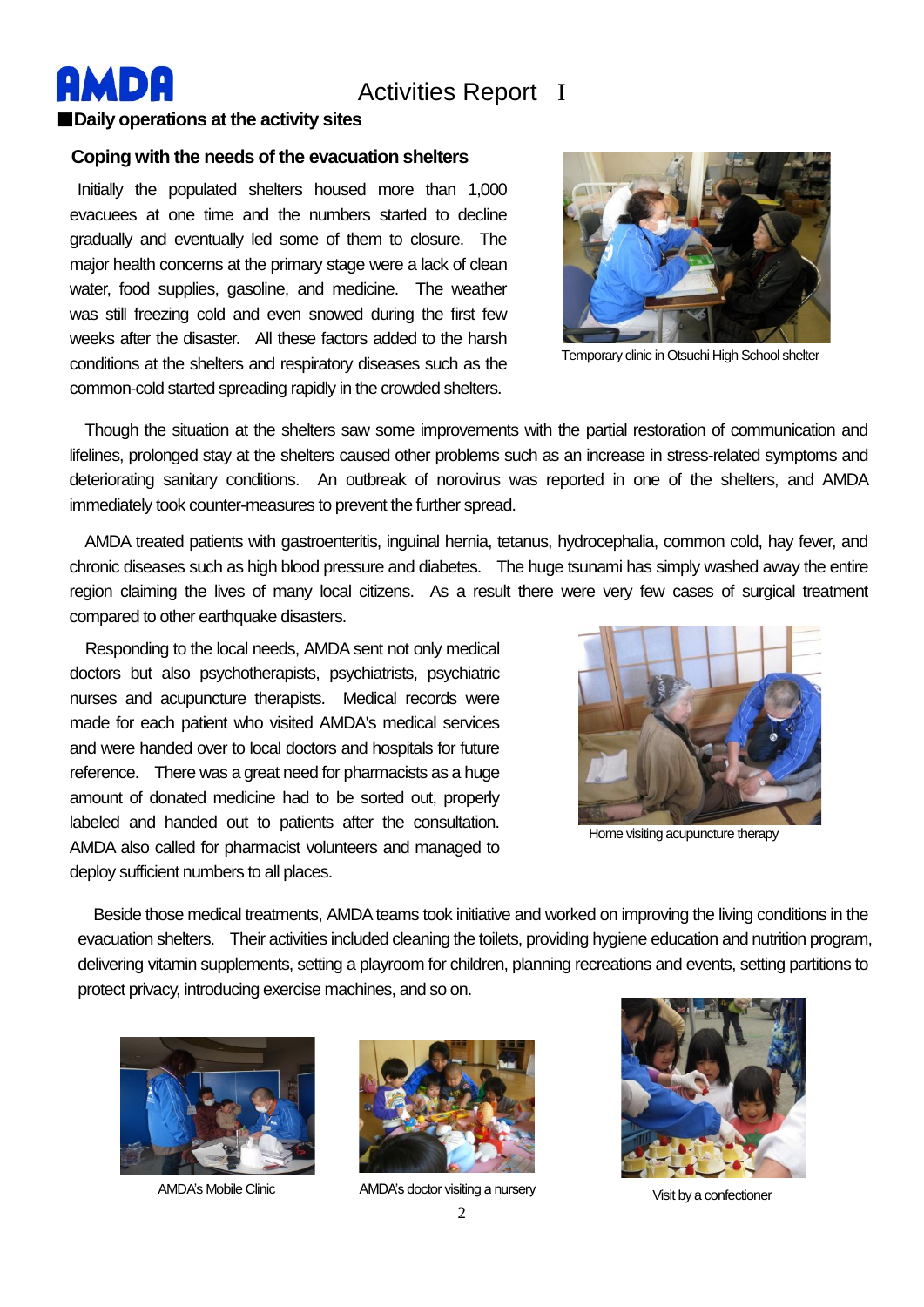# Activities Report Ⅰ

## ■Daily operations at the activity sites

### Coping with the needs of the evacuation shelters

Initially the populated shelters housed more than 1,000 evacuees at one time and the numbers started to decline gradually and eventually led some of them to closure. The major health concerns at the primary stage were a lack of clean water, food supplies, gasoline, and medicine. The weather was still freezing cold and even snowed during the first few weeks after the disaster. All these factors added to the harsh conditions at the shelters and respiratory diseases such as the common-cold started spreading rapidly in the crowded shelters.

Temporary clinic in Otsuchi High School shelter

Though the situation at the shelters saw some improvements with the partial restoration of communication and lifelines, prolonged stay at the shelters caused other problems such as an increase in stress-related symptoms and deteriorating sanitary conditions. An outbreak of norovirus was reported in one of the shelters, and AMDA immediately took counter-measures to prevent the further spread.

AMDA treated patients with gastroenteritis, inguinal hernia, tetanus, hydrocephalia, common cold, hay fever, and chronic diseases such as high blood pressure and diabetes. The huge tsunami has simply washed away the entire region claiming the lives of many local citizens. As a result there were very few cases of surgical treatment compared to other earthquake disasters.

Responding to the local needs, AMDA sent not only medical doctors but also psychotherapists, psychiatrists, psychiatric nurses and acupuncture therapists. Medical records were made for each patient who visited AMDA's medical services and were handed over to local doctors and hospitals for future reference. There was a great need for pharmacists as a huge amount of donated medicine had to be sorted out, properly labeled and handed out to patients after the consultation. AMDA also called for pharmacist volunteers and managed to deploy sufficient numbers to all places.

Home visiting acupuncture therapy

Beside those medical treatments, AMDA teams took initiative and worked on improving the living conditions in the evacuation shelters. Their activities included cleaning the toilets, providing hygiene education and nutrition program, delivering vitamin supplements, setting a playroom for children, planning recreations and events, setting partitions to protect privacy, introducing exercise machines, and so on.

AMDA's Mobile Clinic

AMDA's doctor visiting a nursery

Visit by a confectioner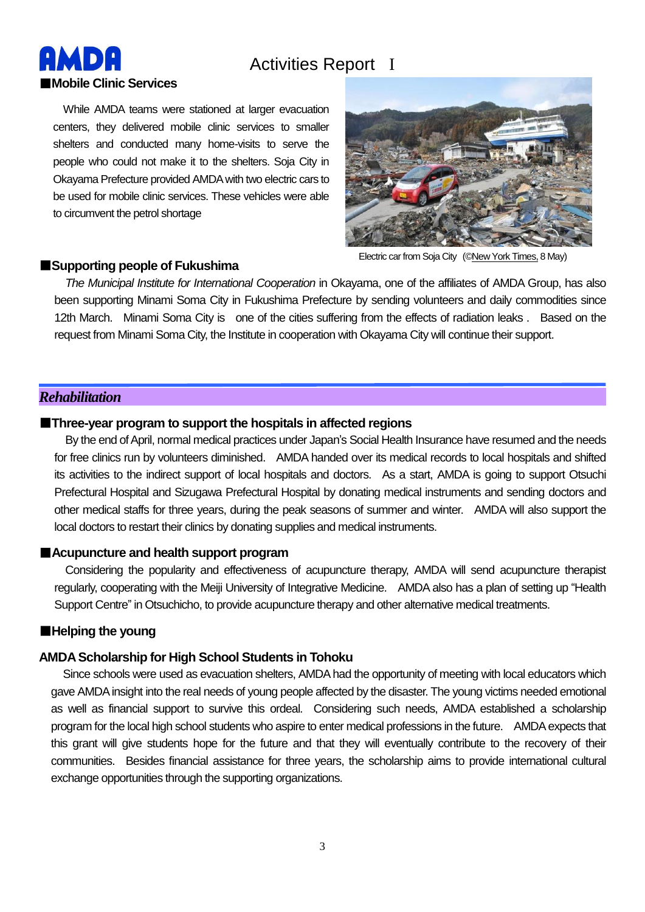# Activities Report Ⅰ

■**Mobile Clinic Services**

While AMDA teams were stationed at larger evacuation centers, they delivered mobile clinic services to smaller shelters and conducted many home-visits to serve the people who could not make it to the shelters. Soja City in Okayama Prefecture provided AMDA with two electric cars to be used for mobile clinic services. These vehicles were able to circumvent the petrol shortage

Electric car from Soja City (©New York Times, 8 May)

■**Supporting people of Fukushima**

*The Municipal Institute for International Cooperation* in Okayama, one of the affiliates of AMDA Group, has also been supporting Minami Soma City in Fukushima Prefecture by sending volunteers and daily commodities since 12th March. Minami Soma City is one of the cities suffering from the effects of radiation leaks . Based on the request from Minami Soma City, the Institute in cooperation with Okayama City will continue their support.

## *Rehabilitation*

■**Three-year program to support the hospitals in affected regions**

By the end of April, normal medical practices under Japan's Social Health Insurance have resumed and the needs for free clinics run by volunteers diminished. AMDA handed over its medical records to local hospitals and shifted its activities to the indirect support of local hospitals and doctors. As a start, AMDA is going to support Otsuchi Prefectural Hospital and Sizugawa Prefectural Hospital by donating medical instruments and sending doctors and other medical staffs for three years, during the peak seasons of summer and winter. AMDA will also support the local doctors to restart their clinics by donating supplies and medical instruments.

■**Acupuncture and health support program**

Considering the popularity and effectiveness of acupuncture therapy, AMDA will send acupuncture therapist regularly, cooperating with the Meiji University of Integrative Medicine. AMDA also has a plan of setting up "Health Support Centre" in Otsuchicho, to provide acupuncture therapy and other alternative medical treatments.

■**Helping the young**

**AMDA Scholarship for High School Students in Tohoku**

Since schools were used as evacuation shelters, AMDA had the opportunity of meeting with local educators which gave AMDA insight into the real needs of young people affected by the disaster. The young victims needed emotional as well as financial support to survive this ordeal. Considering such needs, AMDA established a scholarship program for the local high school students who aspire to enter medical professions in the future. AMDA expects that this grant will give students hope for the future and that they will eventually contribute to the recovery of their communities. Besides financial assistance for three years, the scholarship aims to provide international cultural exchange opportunities through the supporting organizations.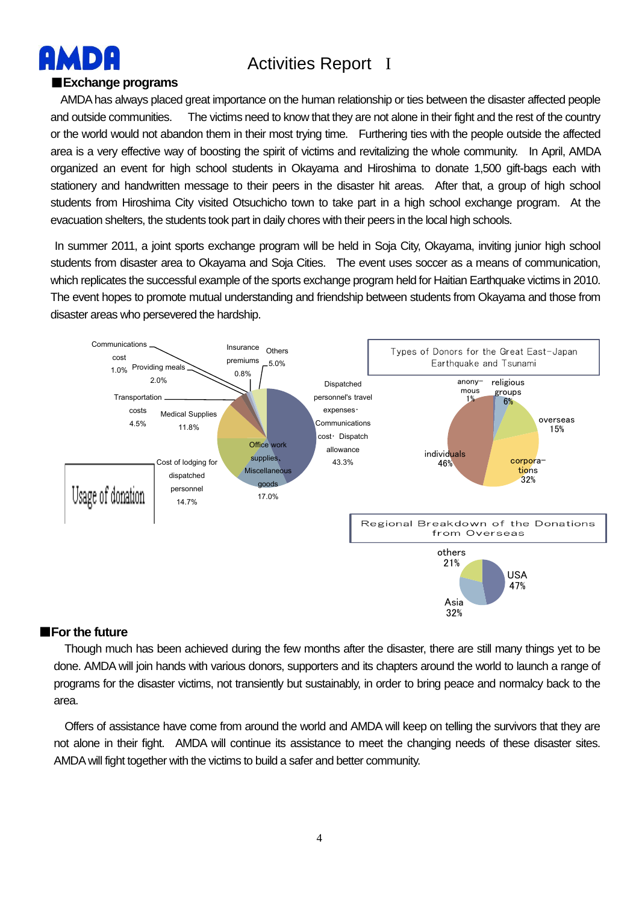# Activities Report Ⅰ

## ■Exchange programs

AMDA has always placed great importance on the human relationship or ties between the disaster affected people and outside communities. The victims need to know that they are not alone in their fight and the rest of the country or the world would not abandon them in their most trying time. Furthering ties with the people outside the affected area is a very effective way of boosting the spirit of victims and revitalizing the whole community. In April, AMDA organized an event for high school students in Okayama and Hiroshima to donate 1,500 gift-bags each with stationery and handwritten message to their peers in the disaster hit areas. After that, a group of high school students from Hiroshima City visited Otsuchicho town to take part in a high school exchange program. At the evacuation shelters, the students took part in daily chores with their peers in the local high schools.

In summer 2011, a joint sports exchange program will be held in Soja City, Okayama, inviting junior high school students from disaster area to Okayama and Soja Cities. The event uses soccer as a means of communication, which replicates the successful example of the sports exchange program held for Haitian Earthquake victims in 2010. The event hopes to promote mutual understanding and friendship between students from Okayama and those from disaster areas who persevered the hardship.

Usage of donation

Communications cost 1.0%
Providing meals 2.0%
Transportation costs 4.5%
Medical Supplies 11.8%
Cost of lodging for dispatched personnel 14.7%
Office work supplies、Miscellaneous goods 17.0%
Dispatched personnel's travel expenses・Communications cost・Dispatch allowance 43.3%
Insurance premiums 0.8%
Others 5.0%

Types of Donors for the Great East-Japan Earthquake and Tsunami

anonymous 1%
religious groups 6%
overseas 15%
corporations 32%
individuals 46%

Regional Breakdown of the Donations from Overseas

others 21%
USA 47%
Asia 32%

## ■For the future

Though much has been achieved during the few months after the disaster, there are still many things yet to be done. AMDA will join hands with various donors, supporters and its chapters around the world to launch a range of programs for the disaster victims, not transiently but sustainably, in order to bring peace and normalcy back to the area.

Offers of assistance have come from around the world and AMDA will keep on telling the survivors that they are not alone in their fight. AMDA will continue its assistance to meet the changing needs of these disaster sites. AMDA will fight together with the victims to build a safer and better community.